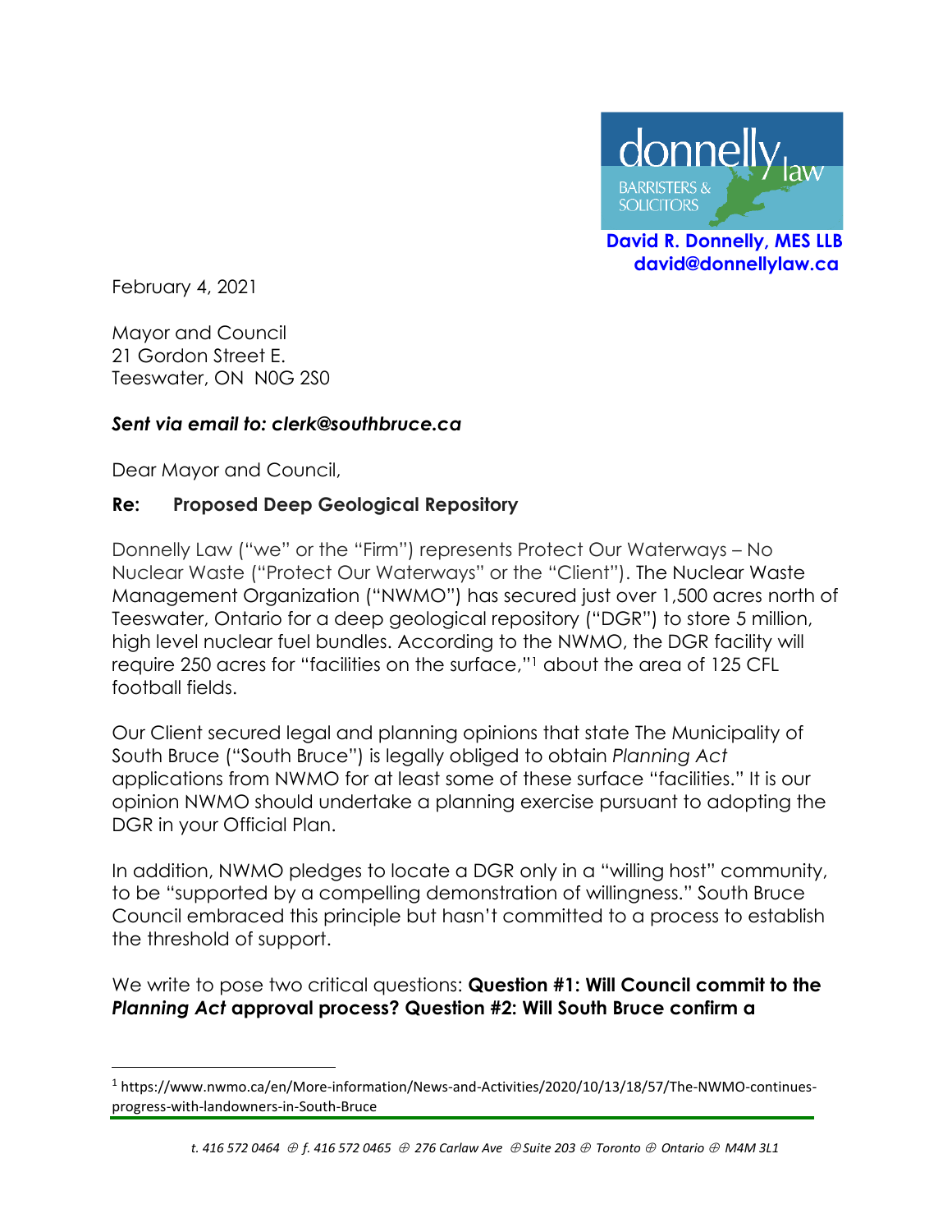donnelly law
BARRISTERS & SOLICITORS

**David R. Donnelly, MES LLB**
**david@donnellylaw.ca**

February 4, 2021

Mayor and Council
21 Gordon Street E.
Teeswater, ON N0G 2S0

***Sent via email to: clerk@southbruce.ca***

Dear Mayor and Council,

**Re: Proposed Deep Geological Repository**

Donnelly Law ("we" or the "Firm") represents Protect Our Waterways – No Nuclear Waste ("Protect Our Waterways" or the "Client"). The Nuclear Waste Management Organization ("NWMO") has secured just over 1,500 acres north of Teeswater, Ontario for a deep geological repository ("DGR") to store 5 million, high level nuclear fuel bundles. According to the NWMO, the DGR facility will require 250 acres for "facilities on the surface,"[1] about the area of 125 CFL football fields.

Our Client secured legal and planning opinions that state The Municipality of South Bruce ("South Bruce") is legally obliged to obtain *Planning Act* applications from NWMO for at least some of these surface "facilities." It is our opinion NWMO should undertake a planning exercise pursuant to adopting the DGR in your Official Plan.

In addition, NWMO pledges to locate a DGR only in a "willing host" community, to be "supported by a compelling demonstration of willingness." South Bruce Council embraced this principle but hasn't committed to a process to establish the threshold of support.

We write to pose two critical questions: **Question #1: Will Council commit to the *Planning Act* approval process? Question #2: Will South Bruce confirm a**

[1] https://www.nwmo.ca/en/More-information/News-and-Activities/2020/10/13/18/57/The-NWMO-continues-progress-with-landowners-in-South-Bruce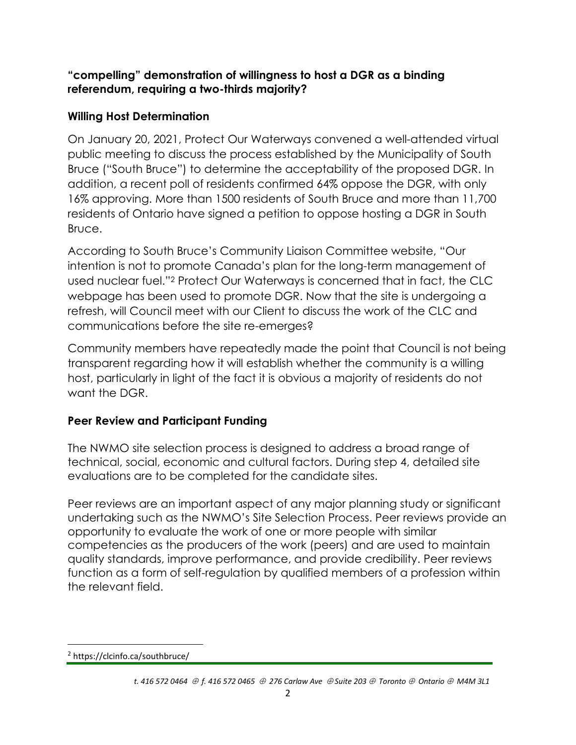**"compelling" demonstration of willingness to host a DGR as a binding referendum, requiring a two-thirds majority?**

## Willing Host Determination

On January 20, 2021, Protect Our Waterways convened a well-attended virtual public meeting to discuss the process established by the Municipality of South Bruce ("South Bruce") to determine the acceptability of the proposed DGR. In addition, a recent poll of residents confirmed 64% oppose the DGR, with only 16% approving. More than 1500 residents of South Bruce and more than 11,700 residents of Ontario have signed a petition to oppose hosting a DGR in South Bruce.

According to South Bruce's Community Liaison Committee website, "Our intention is not to promote Canada's plan for the long-term management of used nuclear fuel."[2] Protect Our Waterways is concerned that in fact, the CLC webpage has been used to promote DGR. Now that the site is undergoing a refresh, will Council meet with our Client to discuss the work of the CLC and communications before the site re-emerges?

Community members have repeatedly made the point that Council is not being transparent regarding how it will establish whether the community is a willing host, particularly in light of the fact it is obvious a majority of residents do not want the DGR.

## Peer Review and Participant Funding

The NWMO site selection process is designed to address a broad range of technical, social, economic and cultural factors. During step 4, detailed site evaluations are to be completed for the candidate sites.

Peer reviews are an important aspect of any major planning study or significant undertaking such as the NWMO's Site Selection Process. Peer reviews provide an opportunity to evaluate the work of one or more people with similar competencies as the producers of the work (peers) and are used to maintain quality standards, improve performance, and provide credibility. Peer reviews function as a form of self-regulation by qualified members of a profession within the relevant field.

---

[2] https://clcinfo.ca/southbruce/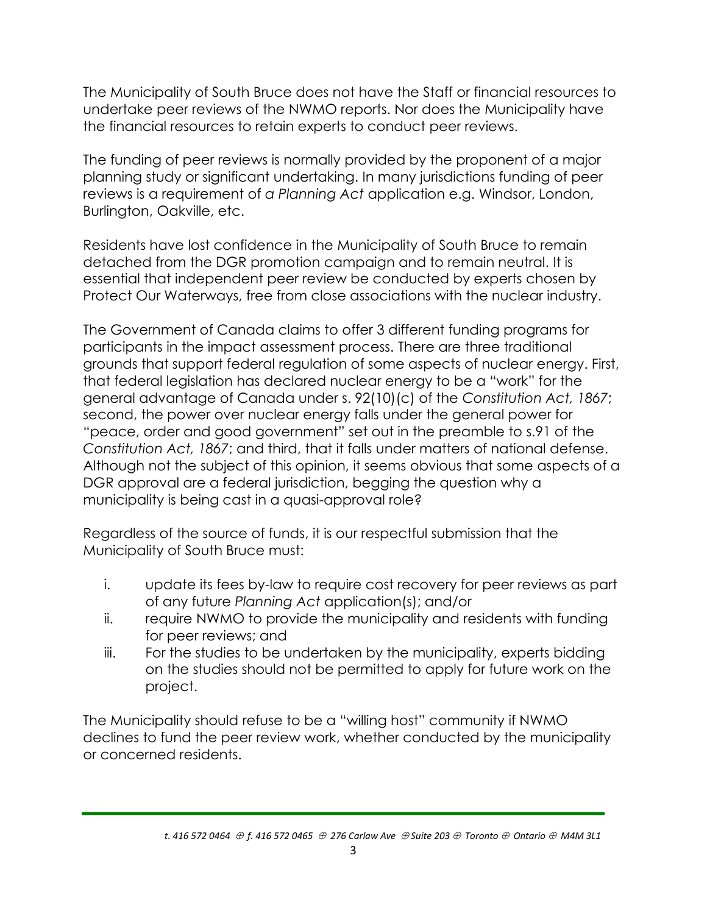The Municipality of South Bruce does not have the Staff or financial resources to undertake peer reviews of the NWMO reports. Nor does the Municipality have the financial resources to retain experts to conduct peer reviews.

The funding of peer reviews is normally provided by the proponent of a major planning study or significant undertaking. In many jurisdictions funding of peer reviews is a requirement of *a Planning Act* application e.g. Windsor, London, Burlington, Oakville, etc.

Residents have lost confidence in the Municipality of South Bruce to remain detached from the DGR promotion campaign and to remain neutral. It is essential that independent peer review be conducted by experts chosen by Protect Our Waterways, free from close associations with the nuclear industry.

The Government of Canada claims to offer 3 different funding programs for participants in the impact assessment process. There are three traditional grounds that support federal regulation of some aspects of nuclear energy. First, that federal legislation has declared nuclear energy to be a "work" for the general advantage of Canada under s. 92(10)(c) of the *Constitution Act, 1867*; second, the power over nuclear energy falls under the general power for "peace, order and good government" set out in the preamble to s.91 of the *Constitution Act, 1867*; and third, that it falls under matters of national defense. Although not the subject of this opinion, it seems obvious that some aspects of a DGR approval are a federal jurisdiction, begging the question why a municipality is being cast in a quasi-approval role?

Regardless of the source of funds, it is our respectful submission that the Municipality of South Bruce must:

i. update its fees by-law to require cost recovery for peer reviews as part of any future *Planning Act* application(s); and/or
ii. require NWMO to provide the municipality and residents with funding for peer reviews; and
iii. For the studies to be undertaken by the municipality, experts bidding on the studies should not be permitted to apply for future work on the project.

The Municipality should refuse to be a "willing host" community if NWMO declines to fund the peer review work, whether conducted by the municipality or concerned residents.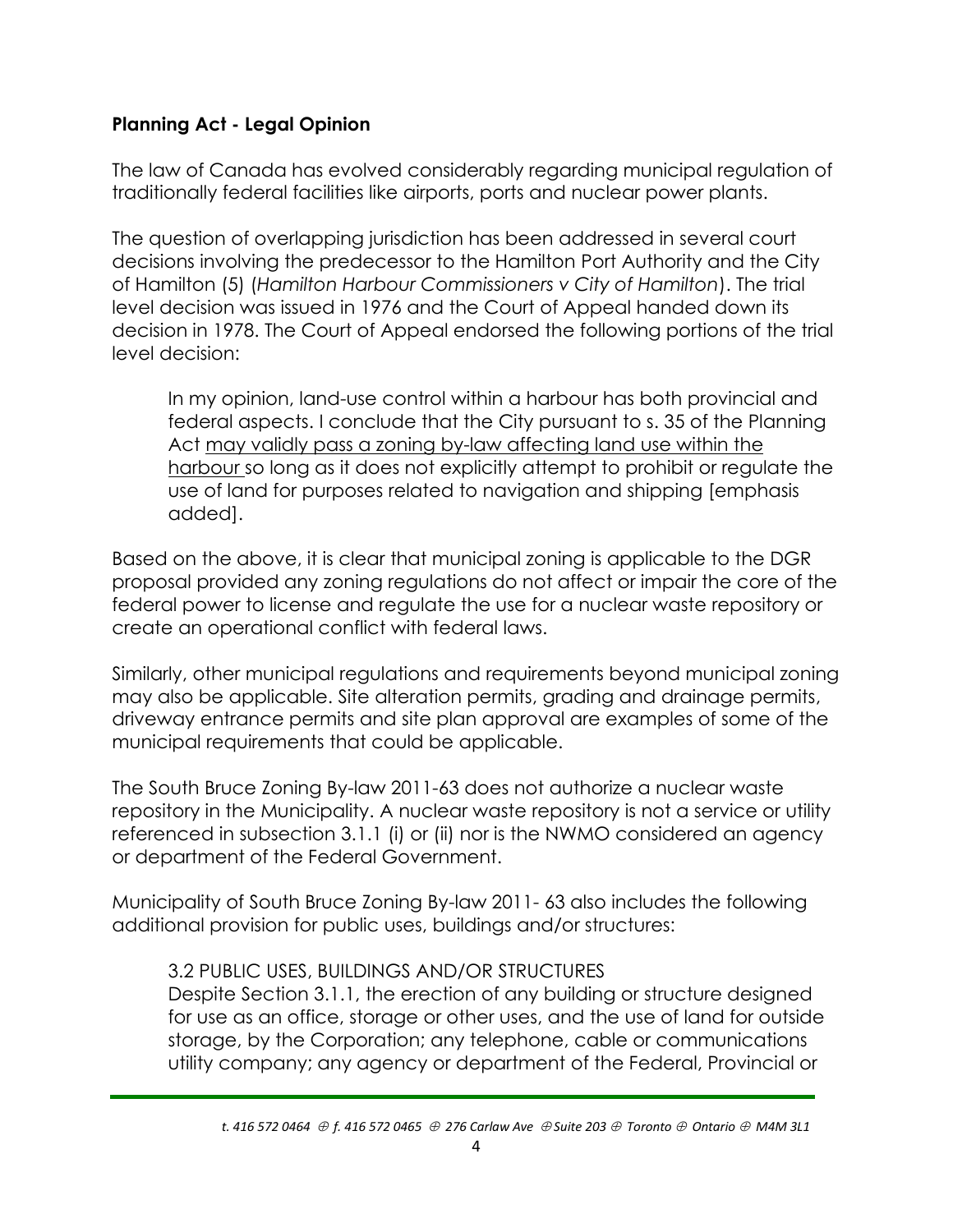**Planning Act - Legal Opinion**

The law of Canada has evolved considerably regarding municipal regulation of traditionally federal facilities like airports, ports and nuclear power plants.

The question of overlapping jurisdiction has been addressed in several court decisions involving the predecessor to the Hamilton Port Authority and the City of Hamilton (5) (*Hamilton Harbour Commissioners v City of Hamilton*). The trial level decision was issued in 1976 and the Court of Appeal handed down its decision in 1978. The Court of Appeal endorsed the following portions of the trial level decision:

> In my opinion, land-use control within a harbour has both provincial and federal aspects. I conclude that the City pursuant to s. 35 of the Planning Act <u>may validly pass a zoning by-law affecting land use within the harbour</u> so long as it does not explicitly attempt to prohibit or regulate the use of land for purposes related to navigation and shipping [emphasis added].

Based on the above, it is clear that municipal zoning is applicable to the DGR proposal provided any zoning regulations do not affect or impair the core of the federal power to license and regulate the use for a nuclear waste repository or create an operational conflict with federal laws.

Similarly, other municipal regulations and requirements beyond municipal zoning may also be applicable. Site alteration permits, grading and drainage permits, driveway entrance permits and site plan approval are examples of some of the municipal requirements that could be applicable.

The South Bruce Zoning By-law 2011-63 does not authorize a nuclear waste repository in the Municipality. A nuclear waste repository is not a service or utility referenced in subsection 3.1.1 (i) or (ii) nor is the NWMO considered an agency or department of the Federal Government.

Municipality of South Bruce Zoning By-law 2011- 63 also includes the following additional provision for public uses, buildings and/or structures:

> 3.2 PUBLIC USES, BUILDINGS AND/OR STRUCTURES
> Despite Section 3.1.1, the erection of any building or structure designed for use as an office, storage or other uses, and the use of land for outside storage, by the Corporation; any telephone, cable or communications utility company; any agency or department of the Federal, Provincial or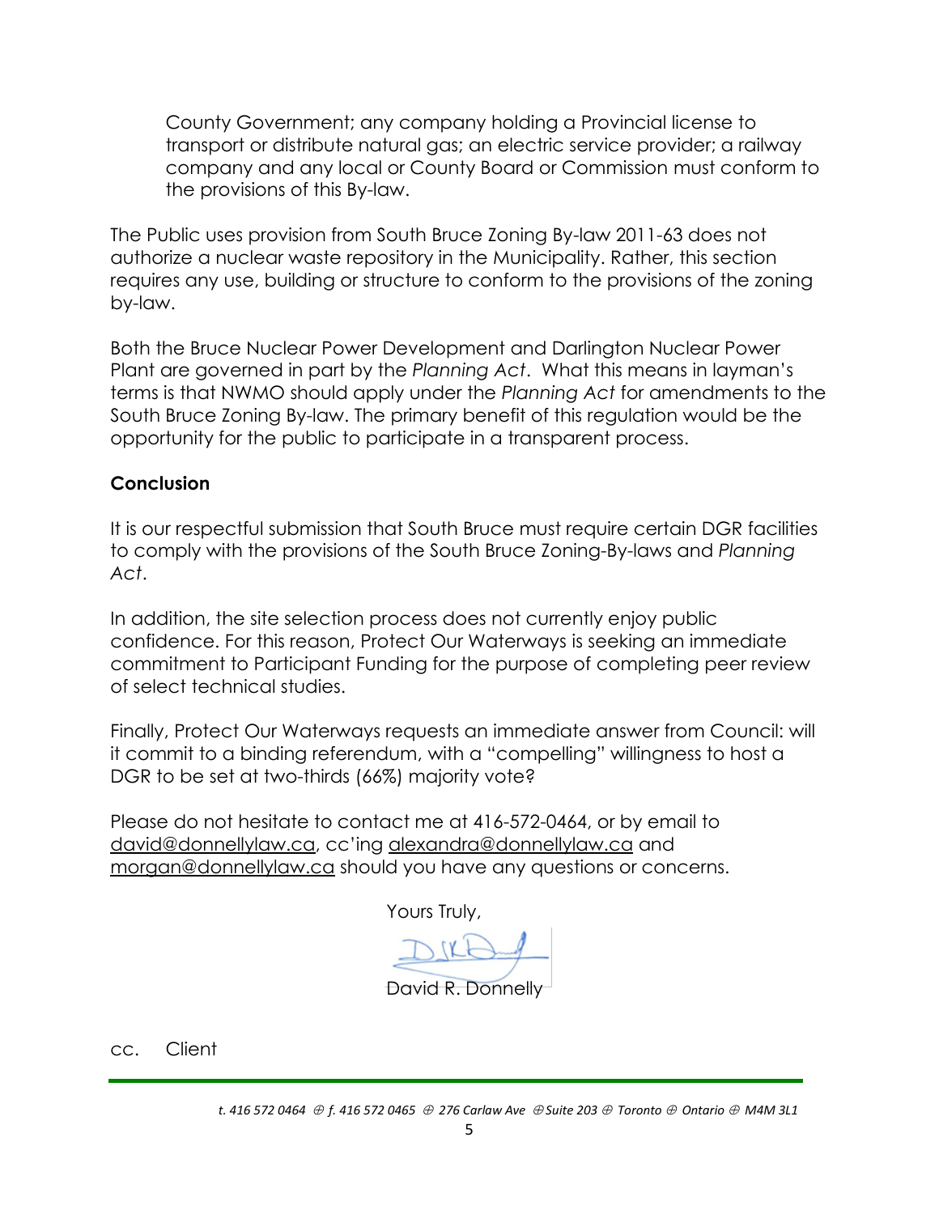County Government; any company holding a Provincial license to transport or distribute natural gas; an electric service provider; a railway company and any local or County Board or Commission must conform to the provisions of this By-law.

The Public uses provision from South Bruce Zoning By-law 2011-63 does not authorize a nuclear waste repository in the Municipality. Rather, this section requires any use, building or structure to conform to the provisions of the zoning by-law.

Both the Bruce Nuclear Power Development and Darlington Nuclear Power Plant are governed in part by the *Planning Act*. What this means in layman's terms is that NWMO should apply under the *Planning Act* for amendments to the South Bruce Zoning By-law. The primary benefit of this regulation would be the opportunity for the public to participate in a transparent process.

**Conclusion**

It is our respectful submission that South Bruce must require certain DGR facilities to comply with the provisions of the South Bruce Zoning-By-laws and *Planning Act*.

In addition, the site selection process does not currently enjoy public confidence. For this reason, Protect Our Waterways is seeking an immediate commitment to Participant Funding for the purpose of completing peer review of select technical studies.

Finally, Protect Our Waterways requests an immediate answer from Council: will it commit to a binding referendum, with a "compelling" willingness to host a DGR to be set at two-thirds (66%) majority vote?

Please do not hesitate to contact me at 416-572-0464, or by email to david@donnellylaw.ca, cc'ing alexandra@donnellylaw.ca and morgan@donnellylaw.ca should you have any questions or concerns.

Yours Truly,

David R. Donnelly

cc. Client

*t. 416 572 0464 ⊕ f. 416 572 0465 ⊕ 276 Carlaw Ave ⊕ Suite 203 ⊕ Toronto ⊕ Ontario ⊕ M4M 3L1*